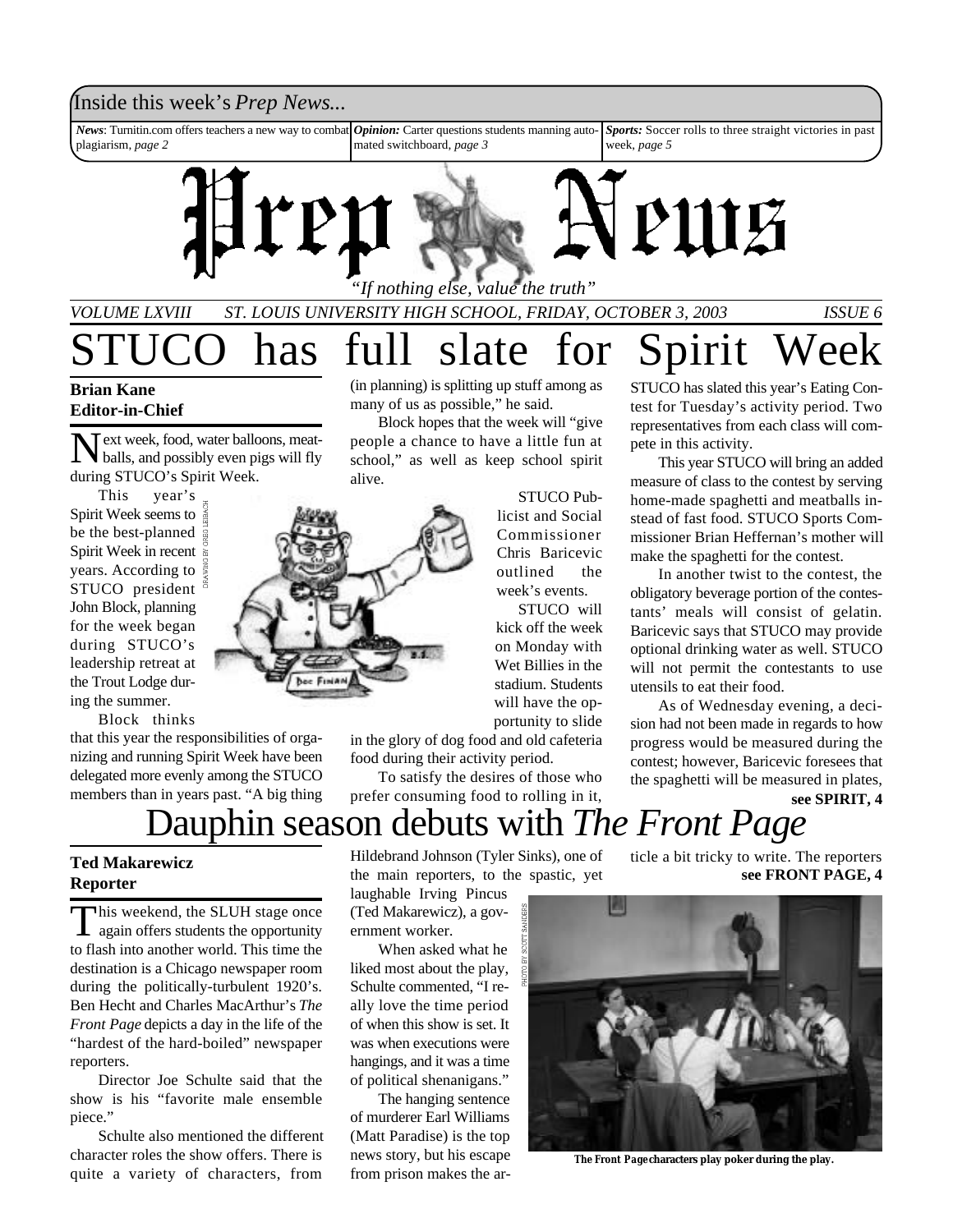Inside this week's *Prep News...*

***News***: Turnitin.com offers teachers a new way to combat plagiarism, *page 2*

***Opinion:*** Carter questions students manning automated switchboard, *page 3*

***Sports:*** Soccer rolls to three straight victories in past week, *page 5*

# Prep News

*"If nothing else, value the truth"*

*VOLUME LXVIII — ST. LOUIS UNIVERSITY HIGH SCHOOL, FRIDAY, OCTOBER 3, 2003 — ISSUE 6*

# STUCO has full slate for Spirit Week

**Brian Kane**
**Editor-in-Chief**

Next week, food, water balloons, meatballs, and possibly even pigs will fly during STUCO's Spirit Week.

This year's Spirit Week seems to be the best-planned Spirit Week in recent years. According to STUCO president John Block, planning for the week began during STUCO's leadership retreat at the Trout Lodge during the summer.

Block thinks that this year the responsibilities of organizing and running Spirit Week have been delegated more evenly among the STUCO members than in years past. "A big thing (in planning) is splitting up stuff among as many of us as possible," he said.

Block hopes that the week will "give people a chance to have a little fun at school," as well as keep school spirit alive.

DRAWING BY GREG LEIBACH

STUCO Publicist and Social Commissioner Chris Baricevic outlined the week's events.

STUCO will kick off the week on Monday with Wet Billies in the stadium. Students will have the opportunity to slide in the glory of dog food and old cafeteria food during their activity period.

To satisfy the desires of those who prefer consuming food to rolling in it, STUCO has slated this year's Eating Contest for Tuesday's activity period. Two representatives from each class will compete in this activity.

This year STUCO will bring an added measure of class to the contest by serving home-made spaghetti and meatballs instead of fast food. STUCO Sports Commissioner Brian Heffernan's mother will make the spaghetti for the contest.

In another twist to the contest, the obligatory beverage portion of the contestants' meals will consist of gelatin. Baricevic says that STUCO may provide optional drinking water as well. STUCO will not permit the contestants to use utensils to eat their food.

As of Wednesday evening, a decision had not been made in regards to how progress would be measured during the contest; however, Baricevic foresees that the spaghetti will be measured in plates,

**see SPIRIT, 4**

# Dauphin season debuts with *The Front Page*

**Ted Makarewicz**
**Reporter**

This weekend, the SLUH stage once again offers students the opportunity to flash into another world. This time the destination is a Chicago newspaper room during the politically-turbulent 1920's. Ben Hecht and Charles MacArthur's *The Front Page* depicts a day in the life of the "hardest of the hard-boiled" newspaper reporters.

Director Joe Schulte said that the show is his "favorite male ensemble piece."

Schulte also mentioned the different character roles the show offers. There is quite a variety of characters, from Hildebrand Johnson (Tyler Sinks), one of the main reporters, to the spastic, yet laughable Irving Pincus (Ted Makarewicz), a government worker.

When asked what he liked most about the play, Schulte commented, "I really love the time period of when this show is set. It was when executions were hangings, and it was a time of political shenanigans."

The hanging sentence of murderer Earl Williams (Matt Paradise) is the top news story, but his escape from prison makes the article a bit tricky to write. The reporters

**see FRONT PAGE, 4**

PHOTO BY SCOTT SANDERS

**The Front Page characters play poker during the play.**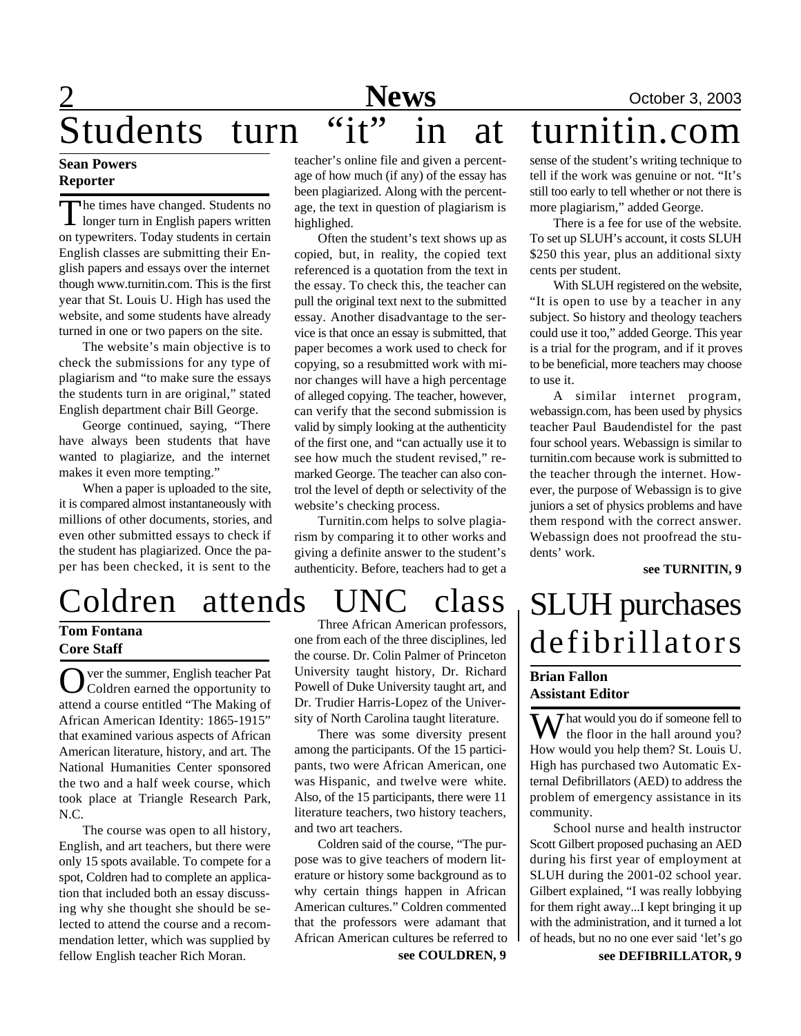# Students turn "it" in at turnitin.com

**Sean Powers**
**Reporter**

The times have changed. Students no longer turn in English papers written on typewriters. Today students in certain English classes are submitting their English papers and essays over the internet though www.turnitin.com. This is the first year that St. Louis U. High has used the website, and some students have already turned in one or two papers on the site.

The website's main objective is to check the submissions for any type of plagiarism and "to make sure the essays the students turn in are original," stated English department chair Bill George.

George continued, saying, "There have always been students that have wanted to plagiarize, and the internet makes it even more tempting."

When a paper is uploaded to the site, it is compared almost instantaneously with millions of other documents, stories, and even other submitted essays to check if the student has plagiarized. Once the paper has been checked, it is sent to the teacher's online file and given a percentage of how much (if any) of the essay has been plagiarized. Along with the percentage, the text in question of plagiarism is highlighed.

Often the student's text shows up as copied, but, in reality, the copied text referenced is a quotation from the text in the essay. To check this, the teacher can pull the original text next to the submitted essay. Another disadvantage to the service is that once an essay is submitted, that paper becomes a work used to check for copying, so a resubmitted work with minor changes will have a high percentage of alleged copying. The teacher, however, can verify that the second submission is valid by simply looking at the authenticity of the first one, and "can actually use it to see how much the student revised," remarked George. The teacher can also control the level of depth or selectivity of the website's checking process.

Turnitin.com helps to solve plagiarism by comparing it to other works and giving a definite answer to the student's authenticity. Before, teachers had to get a sense of the student's writing technique to tell if the work was genuine or not. "It's still too early to tell whether or not there is more plagiarism," added George.

There is a fee for use of the website. To set up SLUH's account, it costs SLUH $250 this year, plus an additional sixty cents per student.

With SLUH registered on the website, "It is open to use by a teacher in any subject. So history and theology teachers could use it too," added George. This year is a trial for the program, and if it proves to be beneficial, more teachers may choose to use it.

A similar internet program, webassign.com, has been used by physics teacher Paul Baudendistel for the past four school years. Webassign is similar to turnitin.com because work is submitted to the teacher through the internet. However, the purpose of Webassign is to give juniors a set of physics problems and have them respond with the correct answer. Webassign does not proofread the students' work.

**see TURNITIN, 9**

# Coldren attends UNC class

**Tom Fontana**
**Core Staff**

Over the summer, English teacher Pat Coldren earned the opportunity to attend a course entitled "The Making of African American Identity: 1865-1915" that examined various aspects of African American literature, history, and art. The National Humanities Center sponsored the two and a half week course, which took place at Triangle Research Park, N.C.

The course was open to all history, English, and art teachers, but there were only 15 spots available. To compete for a spot, Coldren had to complete an application that included both an essay discussing why she thought she should be selected to attend the course and a recommendation letter, which was supplied by fellow English teacher Rich Moran.

Three African American professors, one from each of the three disciplines, led the course. Dr. Colin Palmer of Princeton University taught history, Dr. Richard Powell of Duke University taught art, and Dr. Trudier Harris-Lopez of the University of North Carolina taught literature.

There was some diversity present among the participants. Of the 15 participants, two were African American, one was Hispanic, and twelve were white. Also, of the 15 participants, there were 11 literature teachers, two history teachers, and two art teachers.

Coldren said of the course, "The purpose was to give teachers of modern literature or history some background as to why certain things happen in African American cultures." Coldren commented that the professors were adamant that African American cultures be referred to

**see COULDREN, 9**

# SLUH purchases defibrillators

**Brian Fallon**
**Assistant Editor**

What would you do if someone fell to the floor in the hall around you? How would you help them? St. Louis U. High has purchased two Automatic External Defibrillators (AED) to address the problem of emergency assistance in its community.

School nurse and health instructor Scott Gilbert proposed puchasing an AED during his first year of employment at SLUH during the 2001-02 school year. Gilbert explained, "I was really lobbying for them right away...I kept bringing it up with the administration, and it turned a lot of heads, but no no one ever said 'let's go

**see DEFIBRILLATOR, 9**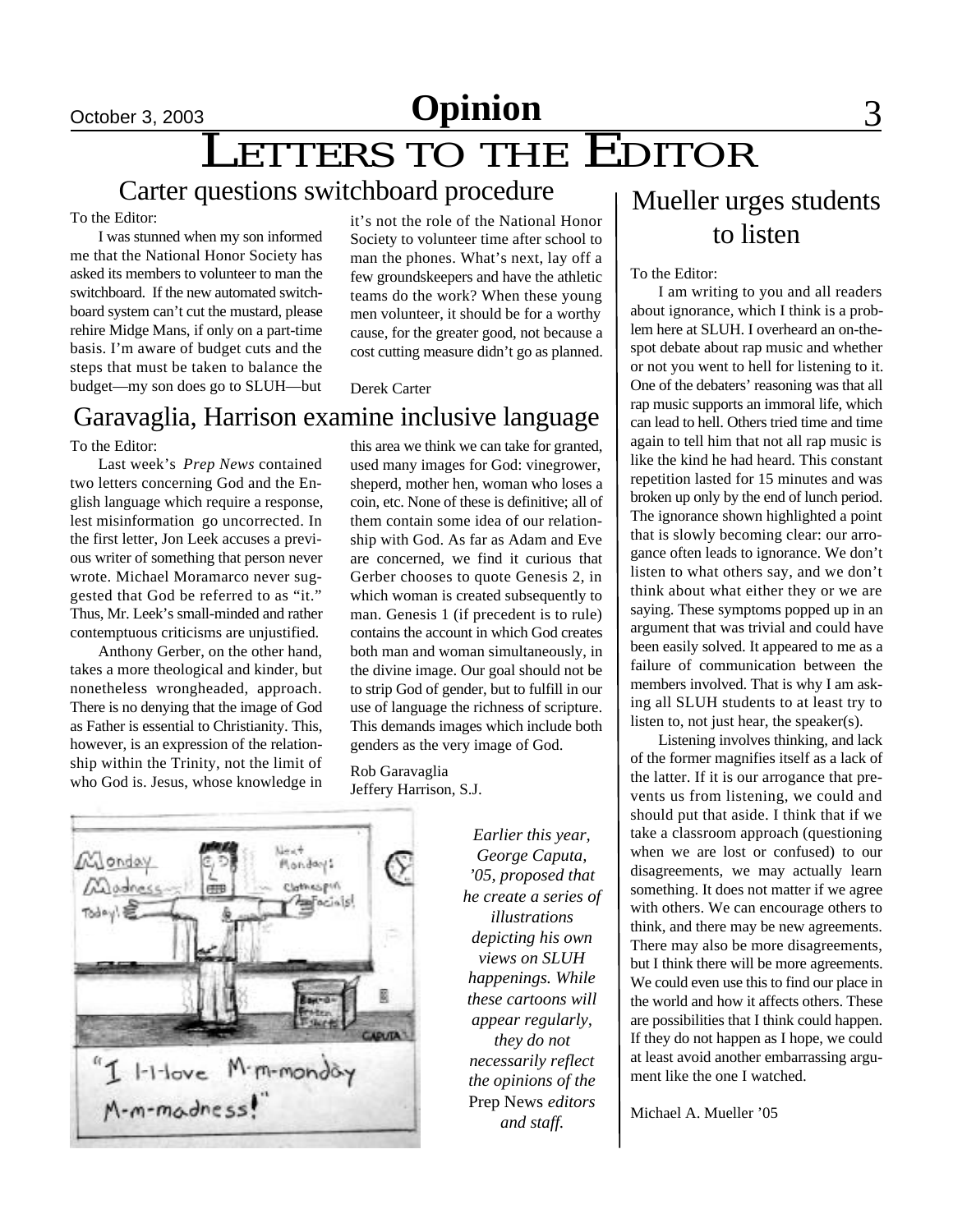# Letters to the Editor

## Carter questions switchboard procedure

To the Editor:

I was stunned when my son informed me that the National Honor Society has asked its members to volunteer to man the switchboard. If the new automated switchboard system can't cut the mustard, please rehire Midge Mans, if only on a part-time basis. I'm aware of budget cuts and the steps that must be taken to balance the budget—my son does go to SLUH—but it's not the role of the National Honor Society to volunteer time after school to man the phones. What's next, lay off a few groundskeepers and have the athletic teams do the work? When these young men volunteer, it should be for a worthy cause, for the greater good, not because a cost cutting measure didn't go as planned.

Derek Carter

## Garavaglia, Harrison examine inclusive language

To the Editor:

Last week's *Prep News* contained two letters concerning God and the English language which require a response, lest misinformation go uncorrected. In the first letter, Jon Leek accuses a previous writer of something that person never wrote. Michael Moramarco never suggested that God be referred to as "it." Thus, Mr. Leek's small-minded and rather contemptuous criticisms are unjustified.

Anthony Gerber, on the other hand, takes a more theological and kinder, but nonetheless wrongheaded, approach. There is no denying that the image of God as Father is essential to Christianity. This, however, is an expression of the relationship within the Trinity, not the limit of who God is. Jesus, whose knowledge in this area we think we can take for granted, used many images for God: vinegrower, sheperd, mother hen, woman who loses a coin, etc. None of these is definitive; all of them contain some idea of our relationship with God. As far as Adam and Eve are concerned, we find it curious that Gerber chooses to quote Genesis 2, in which woman is created subsequently to man. Genesis 1 (if precedent is to rule) contains the account in which God creates both man and woman simultaneously, in the divine image. Our goal should not be to strip God of gender, but to fulfill in our use of language the richness of scripture. This demands images which include both genders as the very image of God.

Rob Garavaglia
Jeffery Harrison, S.J.

*Earlier this year, George Caputa, '05, proposed that he create a series of illustrations depicting his own views on SLUH happenings. While these cartoons will appear regularly, they do not necessarily reflect the opinions of the* Prep News *editors and staff.*

## Mueller urges students to listen

To the Editor:

I am writing to you and all readers about ignorance, which I think is a problem here at SLUH. I overheard an on-the-spot debate about rap music and whether or not you went to hell for listening to it. One of the debaters' reasoning was that all rap music supports an immoral life, which can lead to hell. Others tried time and time again to tell him that not all rap music is like the kind he had heard. This constant repetition lasted for 15 minutes and was broken up only by the end of lunch period. The ignorance shown highlighted a point that is slowly becoming clear: our arrogance often leads to ignorance. We don't listen to what others say, and we don't think about what either they or we are saying. These symptoms popped up in an argument that was trivial and could have been easily solved. It appeared to me as a failure of communication between the members involved. That is why I am asking all SLUH students to at least try to listen to, not just hear, the speaker(s).

Listening involves thinking, and lack of the former magnifies itself as a lack of the latter. If it is our arrogance that prevents us from listening, we could and should put that aside. I think that if we take a classroom approach (questioning when we are lost or confused) to our disagreements, we may actually learn something. It does not matter if we agree with others. We can encourage others to think, and there may be new agreements. There may also be more disagreements, but I think there will be more agreements. We could even use this to find our place in the world and how it affects others. These are possibilities that I think could happen. If they do not happen as I hope, we could at least avoid another embarrassing argument like the one I watched.

Michael A. Mueller '05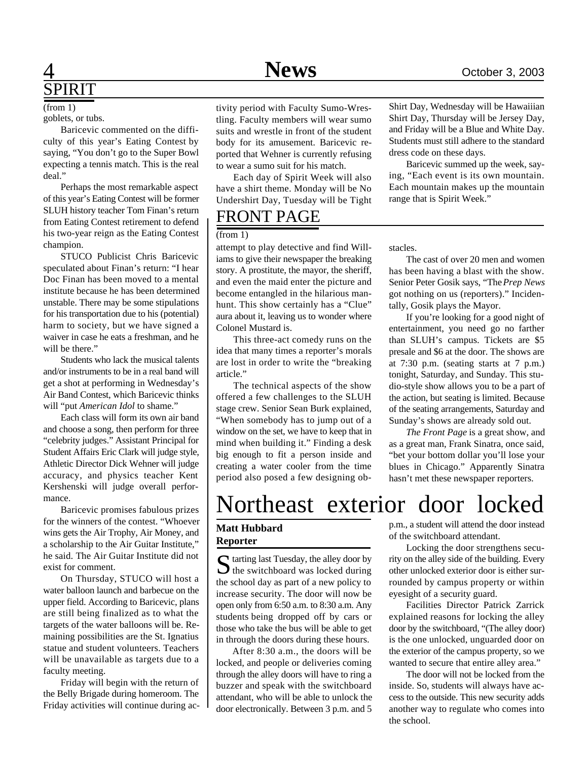## SPIRIT

(from 1)

goblets, or tubs.

Baricevic commented on the difficulty of this year's Eating Contest by saying, "You don't go to the Super Bowl expecting a tennis match. This is the real deal."

Perhaps the most remarkable aspect of this year's Eating Contest will be former SLUH history teacher Tom Finan's return from Eating Contest retirement to defend his two-year reign as the Eating Contest champion.

STUCO Publicist Chris Baricevic speculated about Finan's return: "I hear Doc Finan has been moved to a mental institute because he has been determined unstable. There may be some stipulations for his transportation due to his (potential) harm to society, but we have signed a waiver in case he eats a freshman, and he will be there."

Students who lack the musical talents and/or instruments to be in a real band will get a shot at performing in Wednesday's Air Band Contest, which Baricevic thinks will "put *American Idol* to shame."

Each class will form its own air band and choose a song, then perform for three "celebrity judges." Assistant Principal for Student Affairs Eric Clark will judge style, Athletic Director Dick Wehner will judge accuracy, and physics teacher Kent Kershenski will judge overall performance.

Baricevic promises fabulous prizes for the winners of the contest. "Whoever wins gets the Air Trophy, Air Money, and a scholarship to the Air Guitar Institute," he said. The Air Guitar Institute did not exist for comment.

On Thursday, STUCO will host a water balloon launch and barbecue on the upper field. According to Baricevic, plans are still being finalized as to what the targets of the water balloons will be. Remaining possibilities are the St. Ignatius statue and student volunteers. Teachers will be unavailable as targets due to a faculty meeting.

Friday will begin with the return of the Belly Brigade during homeroom. The Friday activities will continue during activity period with Faculty Sumo-Wrestling. Faculty members will wear sumo suits and wrestle in front of the student body for its amusement. Baricevic reported that Wehner is currently refusing to wear a sumo suit for his match.

Each day of Spirit Week will also have a shirt theme. Monday will be No Undershirt Day, Tuesday will be Tight Shirt Day, Wednesday will be Hawaiiian Shirt Day, Thursday will be Jersey Day, and Friday will be a Blue and White Day. Students must still adhere to the standard dress code on these days.

Baricevic summed up the week, saying, "Each event is its own mountain. Each mountain makes up the mountain range that is Spirit Week."

## FRONT PAGE

(from 1)

attempt to play detective and find Williams to give their newspaper the breaking story. A prostitute, the mayor, the sheriff, and even the maid enter the picture and become entangled in the hilarious manhunt. This show certainly has a "Clue" aura about it, leaving us to wonder where Colonel Mustard is.

This three-act comedy runs on the idea that many times a reporter's morals are lost in order to write the "breaking article."

The technical aspects of the show offered a few challenges to the SLUH stage crew. Senior Sean Burk explained, "When somebody has to jump out of a window on the set, we have to keep that in mind when building it." Finding a desk big enough to fit a person inside and creating a water cooler from the time period also posed a few designing obstacles.

The cast of over 20 men and women has been having a blast with the show. Senior Peter Gosik says, "The *Prep News* got nothing on us (reporters)." Incidentally, Gosik plays the Mayor.

If you're looking for a good night of entertainment, you need go no farther than SLUH's campus. Tickets are $5 presale and $6 at the door. The shows are at 7:30 p.m. (seating starts at 7 p.m.) tonight, Saturday, and Sunday. This studio-style show allows you to be a part of the action, but seating is limited. Because of the seating arrangements, Saturday and Sunday's shows are already sold out.

*The Front Page* is a great show, and as a great man, Frank Sinatra, once said, "bet your bottom dollar you'll lose your blues in Chicago." Apparently Sinatra hasn't met these newspaper reporters.

# Northeast exterior door locked

**Matt Hubbard**
**Reporter**

Starting last Tuesday, the alley door by the switchboard was locked during the school day as part of a new policy to increase security. The door will now be open only from 6:50 a.m. to 8:30 a.m. Any students being dropped off by cars or those who take the bus will be able to get in through the doors during these hours.

After 8:30 a.m., the doors will be locked, and people or deliveries coming through the alley doors will have to ring a buzzer and speak with the switchboard attendant, who will be able to unlock the door electronically. Between 3 p.m. and 5 p.m., a student will attend the door instead of the switchboard attendant.

Locking the door strengthens security on the alley side of the building. Every other unlocked exterior door is either surrounded by campus property or within eyesight of a security guard.

Facilities Director Patrick Zarrick explained reasons for locking the alley door by the switchboard, "(The alley door) is the one unlocked, unguarded door on the exterior of the campus property, so we wanted to secure that entire alley area."

The door will not be locked from the inside. So, students will always have access to the outside. This new security adds another way to regulate who comes into the school.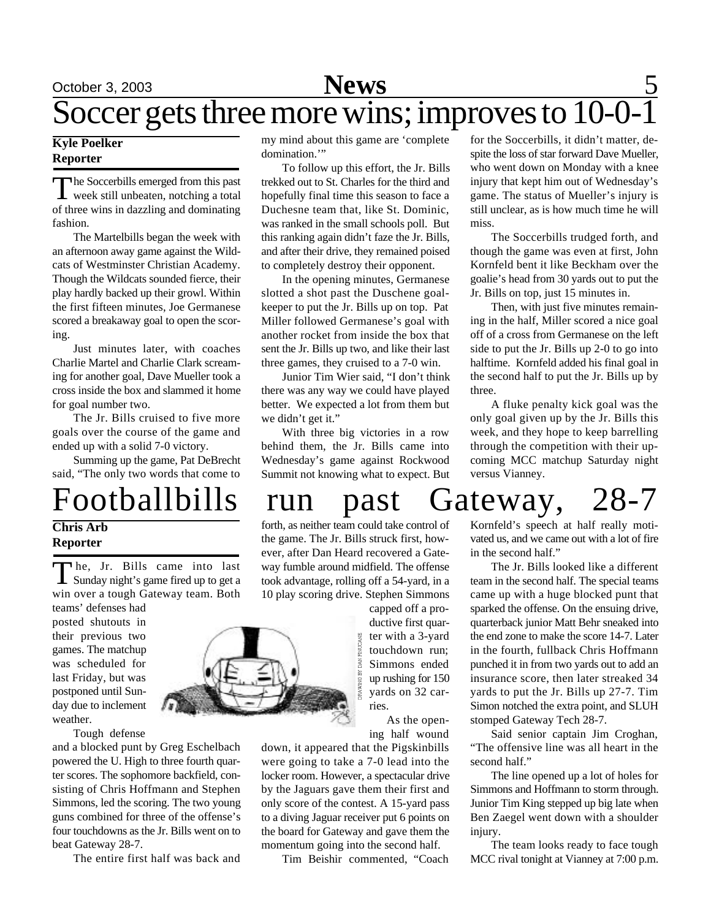# Soccer gets three more wins; improves to 10-0-1

**Kyle Poelker**
**Reporter**

The Soccerbills emerged from this past week still unbeaten, notching a total of three wins in dazzling and dominating fashion.

The Martelbills began the week with an afternoon away game against the Wildcats of Westminster Christian Academy. Though the Wildcats sounded fierce, their play hardly backed up their growl. Within the first fifteen minutes, Joe Germanese scored a breakaway goal to open the scoring.

Just minutes later, with coaches Charlie Martel and Charlie Clark screaming for another goal, Dave Mueller took a cross inside the box and slammed it home for goal number two.

The Jr. Bills cruised to five more goals over the course of the game and ended up with a solid 7-0 victory.

Summing up the game, Pat DeBrecht said, "The only two words that come to my mind about this game are 'complete domination.'"

To follow up this effort, the Jr. Bills trekked out to St. Charles for the third and hopefully final time this season to face a Duchesne team that, like St. Dominic, was ranked in the small schools poll. But this ranking again didn't faze the Jr. Bills, and after their drive, they remained poised to completely destroy their opponent.

In the opening minutes, Germanese slotted a shot past the Duschene goalkeeper to put the Jr. Bills up on top. Pat Miller followed Germanese's goal with another rocket from inside the box that sent the Jr. Bills up two, and like their last three games, they cruised to a 7-0 win.

Junior Tim Wier said, "I don't think there was any way we could have played better. We expected a lot from them but we didn't get it."

With three big victories in a row behind them, the Jr. Bills came into Wednesday's game against Rockwood Summit not knowing what to expect. But for the Soccerbills, it didn't matter, despite the loss of star forward Dave Mueller, who went down on Monday with a knee injury that kept him out of Wednesday's game. The status of Mueller's injury is still unclear, as is how much time he will miss.

The Soccerbills trudged forth, and though the game was even at first, John Kornfeld bent it like Beckham over the goalie's head from 30 yards out to put the Jr. Bills on top, just 15 minutes in.

Then, with just five minutes remaining in the half, Miller scored a nice goal off of a cross from Germanese on the left side to put the Jr. Bills up 2-0 to go into halftime. Kornfeld added his final goal in the second half to put the Jr. Bills up by three.

A fluke penalty kick goal was the only goal given up by the Jr. Bills this week, and they hope to keep barrelling through the competition with their upcoming MCC matchup Saturday night versus Vianney.

# Footballbills run past Gateway, 28-7

**Chris Arb**
**Reporter**

The, Jr. Bills came into last Sunday night's game fired up to get a win over a tough Gateway team. Both teams' defenses had posted shutouts in their previous two games. The matchup was scheduled for last Friday, but was postponed until Sunday due to inclement weather.

Tough defense and a blocked punt by Greg Eschelbach powered the U. High to three fourth quarter scores. The sophomore backfield, consisting of Chris Hoffmann and Stephen Simmons, led the scoring. The two young guns combined for three of the offense's four touchdowns as the Jr. Bills went on to beat Gateway 28-7.

The entire first half was back and forth, as neither team could take control of the game. The Jr. Bills struck first, however, after Dan Heard recovered a Gateway fumble around midfield. The offense took advantage, rolling off a 54-yard, in a 10 play scoring drive. Stephen Simmons capped off a productive first quarter with a 3-yard touchdown run; Simmons ended up rushing for 150 yards on 32 carries.

DRAWING BY DAN FINUCANE

As the opening half wound down, it appeared that the Pigskinbills were going to take a 7-0 lead into the locker room. However, a spectacular drive by the Jaguars gave them their first and only score of the contest. A 15-yard pass to a diving Jaguar receiver put 6 points on the board for Gateway and gave them the momentum going into the second half.

Tim Beishir commented, "Coach Kornfeld's speech at half really motivated us, and we came out with a lot of fire in the second half."

The Jr. Bills looked like a different team in the second half. The special teams came up with a huge blocked punt that sparked the offense. On the ensuing drive, quarterback junior Matt Behr sneaked into the end zone to make the score 14-7. Later in the fourth, fullback Chris Hoffmann punched it in from two yards out to add an insurance score, then later streaked 34 yards to put the Jr. Bills up 27-7. Tim Simon notched the extra point, and SLUH stomped Gateway Tech 28-7.

Said senior captain Jim Croghan, "The offensive line was all heart in the second half."

The line opened up a lot of holes for Simmons and Hoffmann to storm through. Junior Tim King stepped up big late when Ben Zaegel went down with a shoulder injury.

The team looks ready to face tough MCC rival tonight at Vianney at 7:00 p.m.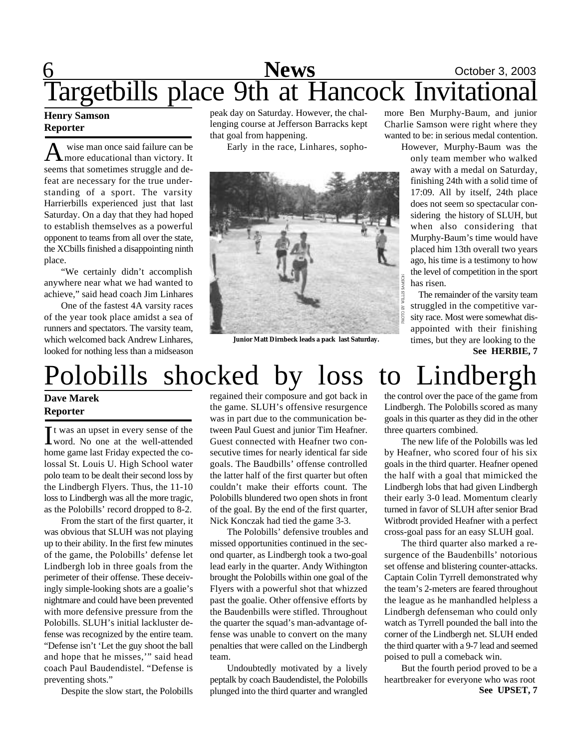# Targetbills place 9th at Hancock Invitational

**Henry Samson**
**Reporter**

A wise man once said failure can be more educational than victory. It seems that sometimes struggle and defeat are necessary for the true understanding of a sport. The varsity Harrierbills experienced just that last Saturday. On a day that they had hoped to establish themselves as a powerful opponent to teams from all over the state, the XCbills finished a disappointing ninth place.

"We certainly didn't accomplish anywhere near what we had wanted to achieve," said head coach Jim Linhares

One of the fastest 4A varsity races of the year took place amidst a sea of runners and spectators. The varsity team, which welcomed back Andrew Linhares, looked for nothing less than a midseason peak day on Saturday. However, the challenging course at Jefferson Barracks kept that goal from happening.

Early in the race, Linhares, sophomore Ben Murphy-Baum, and junior Charlie Samson were right where they wanted to be: in serious medal contention.

PHOTO BY WILLIS SAMSON

**Junior Matt Dirnbeck leads a pack last Saturday.**

However, Murphy-Baum was the only team member who walked away with a medal on Saturday, finishing 24th with a solid time of 17:09. All by itself, 24th place does not seem so spectacular considering the history of SLUH, but when also considering that Murphy-Baum's time would have placed him 13th overall two years ago, his time is a testimony to how the level of competition in the sport has risen.

The remainder of the varsity team struggled in the competitive varsity race. Most were somewhat disappointed with their finishing times, but they are looking to the

**See HERBIE, 7**

# Polobills shocked by loss to Lindbergh

**Dave Marek**
**Reporter**

It was an upset in every sense of the word. No one at the well-attended home game last Friday expected the colossal St. Louis U. High School water polo team to be dealt their second loss by the Lindbergh Flyers. Thus, the 11-10 loss to Lindbergh was all the more tragic, as the Polobills' record dropped to 8-2.

From the start of the first quarter, it was obvious that SLUH was not playing up to their ability. In the first few minutes of the game, the Polobills' defense let Lindbergh lob in three goals from the perimeter of their offense. These deceivingly simple-looking shots are a goalie's nightmare and could have been prevented with more defensive pressure from the Polobills. SLUH's initial lackluster defense was recognized by the entire team. "Defense isn't 'Let the guy shoot the ball and hope that he misses,'" said head coach Paul Baudendistel. "Defense is preventing shots."

Despite the slow start, the Polobills regained their composure and got back in the game. SLUH's offensive resurgence was in part due to the communication between Paul Guest and junior Tim Heafner. Guest connected with Heafner two consecutive times for nearly identical far side goals. The Baudbills' offense controlled the latter half of the first quarter but often couldn't make their efforts count. The Polobills blundered two open shots in front of the goal. By the end of the first quarter, Nick Konczak had tied the game 3-3.

The Polobills' defensive troubles and missed opportunities continued in the second quarter, as Lindbergh took a two-goal lead early in the quarter. Andy Withington brought the Polobills within one goal of the Flyers with a powerful shot that whizzed past the goalie. Other offensive efforts by the Baudenbills were stifled. Throughout the quarter the squad's man-advantage offense was unable to convert on the many penalties that were called on the Lindbergh team.

Undoubtedly motivated by a lively peptalk by coach Baudendistel, the Polobills plunged into the third quarter and wrangled the control over the pace of the game from Lindbergh. The Polobills scored as many goals in this quarter as they did in the other three quarters combined.

The new life of the Polobills was led by Heafner, who scored four of his six goals in the third quarter. Heafner opened the half with a goal that mimicked the Lindbergh lobs that had given Lindbergh their early 3-0 lead. Momentum clearly turned in favor of SLUH after senior Brad Witbrodt provided Heafner with a perfect cross-goal pass for an easy SLUH goal.

The third quarter also marked a resurgence of the Baudenbills' notorious set offense and blistering counter-attacks. Captain Colin Tyrrell demonstrated why the team's 2-meters are feared throughout the league as he manhandled helpless a Lindbergh defenseman who could only watch as Tyrrell pounded the ball into the corner of the Lindbergh net. SLUH ended the third quarter with a 9-7 lead and seemed poised to pull a comeback win.

But the fourth period proved to be a heartbreaker for everyone who was root

**See UPSET, 7**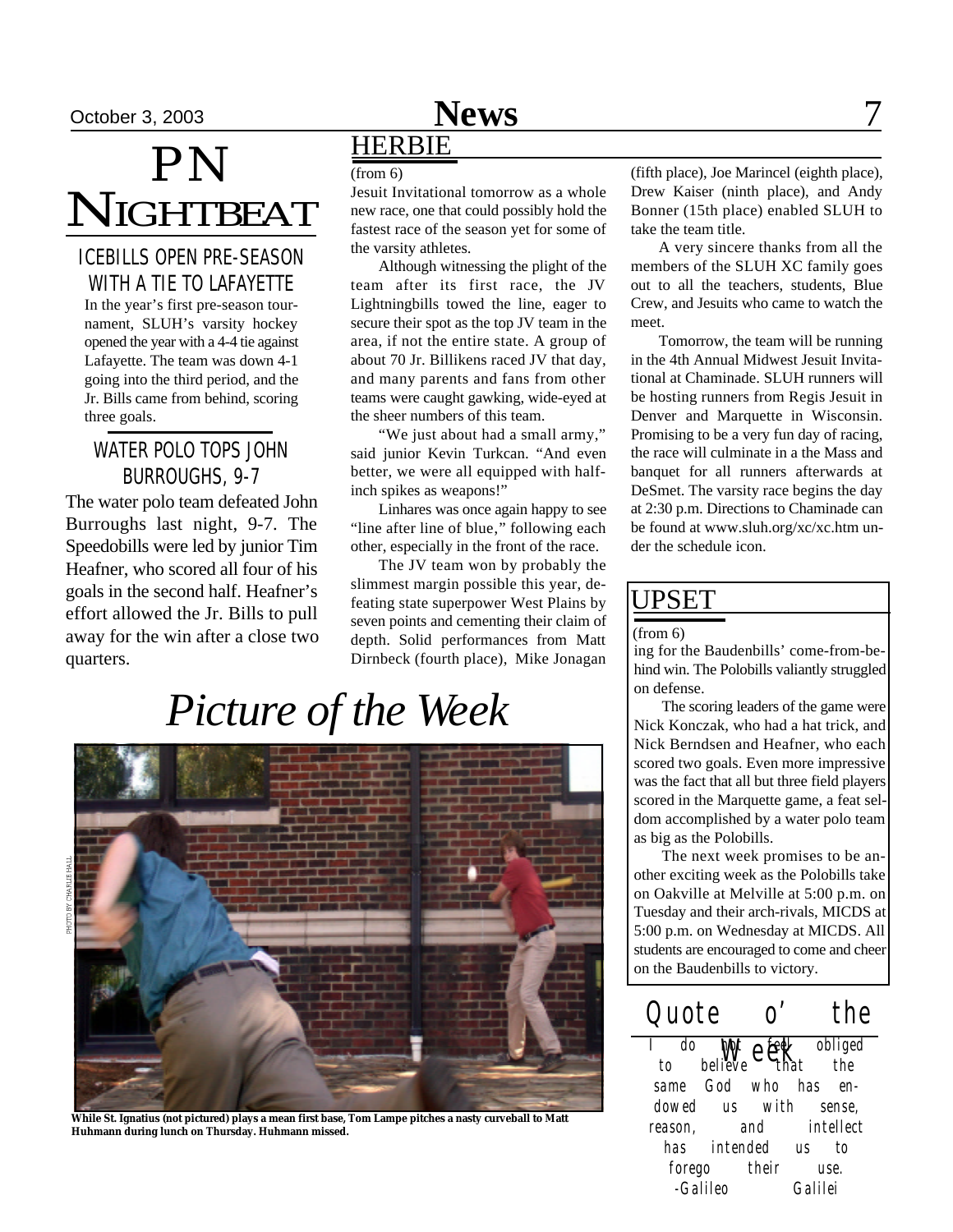# PN Nightbeat

### ICEBILLS OPEN PRE-SEASON WITH A TIE TO LAFAYETTE

In the year's first pre-season tournament, SLUH's varsity hockey opened the year with a 4-4 tie against Lafayette. The team was down 4-1 going into the third period, and the Jr. Bills came from behind, scoring three goals.

### WATER POLO TOPS JOHN BURROUGHS, 9-7

The water polo team defeated John Burroughs last night, 9-7. The Speedobills were led by junior Tim Heafner, who scored all four of his goals in the second half. Heafner's effort allowed the Jr. Bills to pull away for the win after a close two quarters.

## HERBIE

(from 6)

Jesuit Invitational tomorrow as a whole new race, one that could possibly hold the fastest race of the season yet for some of the varsity athletes.

Although witnessing the plight of the team after its first race, the JV Lightningbills towed the line, eager to secure their spot as the top JV team in the area, if not the entire state. A group of about 70 Jr. Billikens raced JV that day, and many parents and fans from other teams were caught gawking, wide-eyed at the sheer numbers of this team.

"We just about had a small army," said junior Kevin Turkcan. "And even better, we were all equipped with half-inch spikes as weapons!"

Linhares was once again happy to see "line after line of blue," following each other, especially in the front of the race.

The JV team won by probably the slimmest margin possible this year, defeating state superpower West Plains by seven points and cementing their claim of depth. Solid performances from Matt Dirnbeck (fourth place), Mike Jonagan (fifth place), Joe Marincel (eighth place), Drew Kaiser (ninth place), and Andy Bonner (15th place) enabled SLUH to take the team title.

A very sincere thanks from all the members of the SLUH XC family goes out to all the teachers, students, Blue Crew, and Jesuits who came to watch the meet.

Tomorrow, the team will be running in the 4th Annual Midwest Jesuit Invitational at Chaminade. SLUH runners will be hosting runners from Regis Jesuit in Denver and Marquette in Wisconsin. Promising to be a very fun day of racing, the race will culminate in a the Mass and banquet for all runners afterwards at DeSmet. The varsity race begins the day at 2:30 p.m. Directions to Chaminade can be found at www.sluh.org/xc/xc.htm under the schedule icon.

## Picture of the Week

PHOTO BY CHARLIE HALL

**While St. Ignatius (not pictured) plays a mean first base, Tom Lampe pitches a nasty curveball to Matt Huhmann during lunch on Thursday. Huhmann missed.**

## UPSET

(from 6)

ing for the Baudenbills' come-from-behind win. The Polobills valiantly struggled on defense.

The scoring leaders of the game were Nick Konczak, who had a hat trick, and Nick Berndsen and Heafner, who each scored two goals. Even more impressive was the fact that all but three field players scored in the Marquette game, a feat seldom accomplished by a water polo team as big as the Polobills.

The next week promises to be another exciting week as the Polobills take on Oakville at Melville at 5:00 p.m. on Tuesday and their arch-rivals, MICDS at 5:00 p.m. on Wednesday at MICDS. All students are encouraged to come and cheer on the Baudenbills to victory.

## Quote o' the Week

I do not feel obliged to believe that the same God who has endowed us with sense, reason, and intellect has intended us to forego their use.

-Galileo Galilei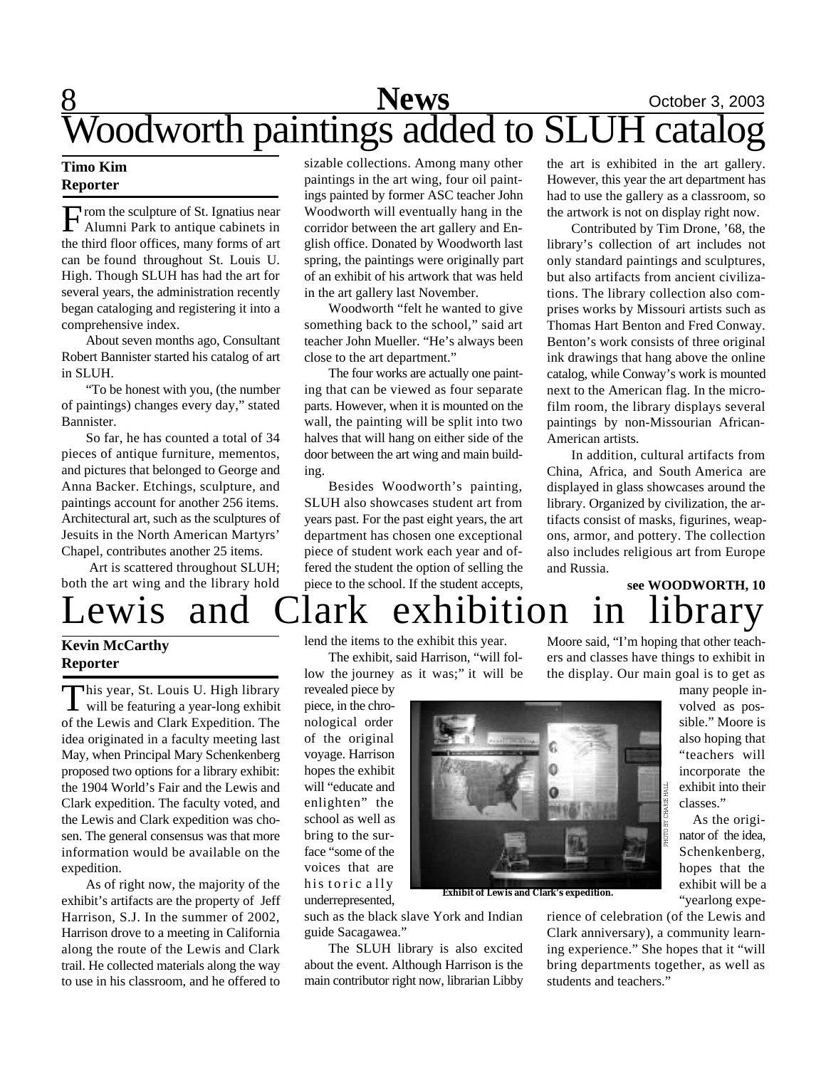# Woodworth paintings added to SLUH catalog

**Timo Kim**
**Reporter**

From the sculpture of St. Ignatius near Alumni Park to antique cabinets in the third floor offices, many forms of art can be found throughout St. Louis U. High. Though SLUH has had the art for several years, the administration recently began cataloging and registering it into a comprehensive index.

About seven months ago, Consultant Robert Bannister started his catalog of art in SLUH.

"To be honest with you, (the number of paintings) changes every day," stated Bannister.

So far, he has counted a total of 34 pieces of antique furniture, mementos, and pictures that belonged to George and Anna Backer. Etchings, sculpture, and paintings account for another 256 items. Architectural art, such as the sculptures of Jesuits in the North American Martyrs' Chapel, contributes another 25 items.

Art is scattered throughout SLUH; both the art wing and the library hold sizable collections. Among many other paintings in the art wing, four oil paintings painted by former ASC teacher John Woodworth will eventually hang in the corridor between the art gallery and English office. Donated by Woodworth last spring, the paintings were originally part of an exhibit of his artwork that was held in the art gallery last November.

Woodworth "felt he wanted to give something back to the school," said art teacher John Mueller. "He's always been close to the art department."

The four works are actually one painting that can be viewed as four separate parts. However, when it is mounted on the wall, the painting will be split into two halves that will hang on either side of the door between the art wing and main building.

Besides Woodworth's painting, SLUH also showcases student art from years past. For the past eight years, the art department has chosen one exceptional piece of student work each year and offered the student the option of selling the piece to the school. If the student accepts, the art is exhibited in the art gallery. However, this year the art department has had to use the gallery as a classroom, so the artwork is not on display right now.

Contributed by Tim Drone, '68, the library's collection of art includes not only standard paintings and sculptures, but also artifacts from ancient civilizations. The library collection also comprises works by Missouri artists such as Thomas Hart Benton and Fred Conway. Benton's work consists of three original ink drawings that hang above the online catalog, while Conway's work is mounted next to the American flag. In the microfilm room, the library displays several paintings by non-Missourian African-American artists.

In addition, cultural artifacts from China, Africa, and South America are displayed in glass showcases around the library. Organized by civilization, the artifacts consist of masks, figurines, weapons, armor, and pottery. The collection also includes religious art from Europe and Russia.

**see WOODWORTH, 10**

# Lewis and Clark exhibition in library

**Kevin McCarthy**
**Reporter**

This year, St. Louis U. High library will be featuring a year-long exhibit of the Lewis and Clark Expedition. The idea originated in a faculty meeting last May, when Principal Mary Schenkenberg proposed two options for a library exhibit: the 1904 World's Fair and the Lewis and Clark expedition. The faculty voted, and the Lewis and Clark expedition was chosen. The general consensus was that more information would be available on the expedition.

As of right now, the majority of the exhibit's artifacts are the property of Jeff Harrison, S.J. In the summer of 2002, Harrison drove to a meeting in California along the route of the Lewis and Clark trail. He collected materials along the way to use in his classroom, and he offered to lend the items to the exhibit this year.

The exhibit, said Harrison, "will follow the journey as it was;" it will be revealed piece by piece, in the chronological order of the original voyage. Harrison hopes the exhibit will "educate and enlighten" the school as well as bring to the surface "some of the voices that are historically underrepresented, such as the black slave York and Indian guide Sacagawea."

PHOTO BY CHARLIE HALL

Exhibit of Lewis and Clark's expedition.

The SLUH library is also excited about the event. Although Harrison is the main contributor right now, librarian Libby Moore said, "I'm hoping that other teachers and classes have things to exhibit in the display. Our main goal is to get as many people involved as possible." Moore is also hoping that "teachers will incorporate the exhibit into their classes."

As the originator of the idea, Schenkenberg, hopes that the exhibit will be a "yearlong experience of celebration (of the Lewis and Clark anniversary), a community learning experience." She hopes that it "will bring departments together, as well as students and teachers."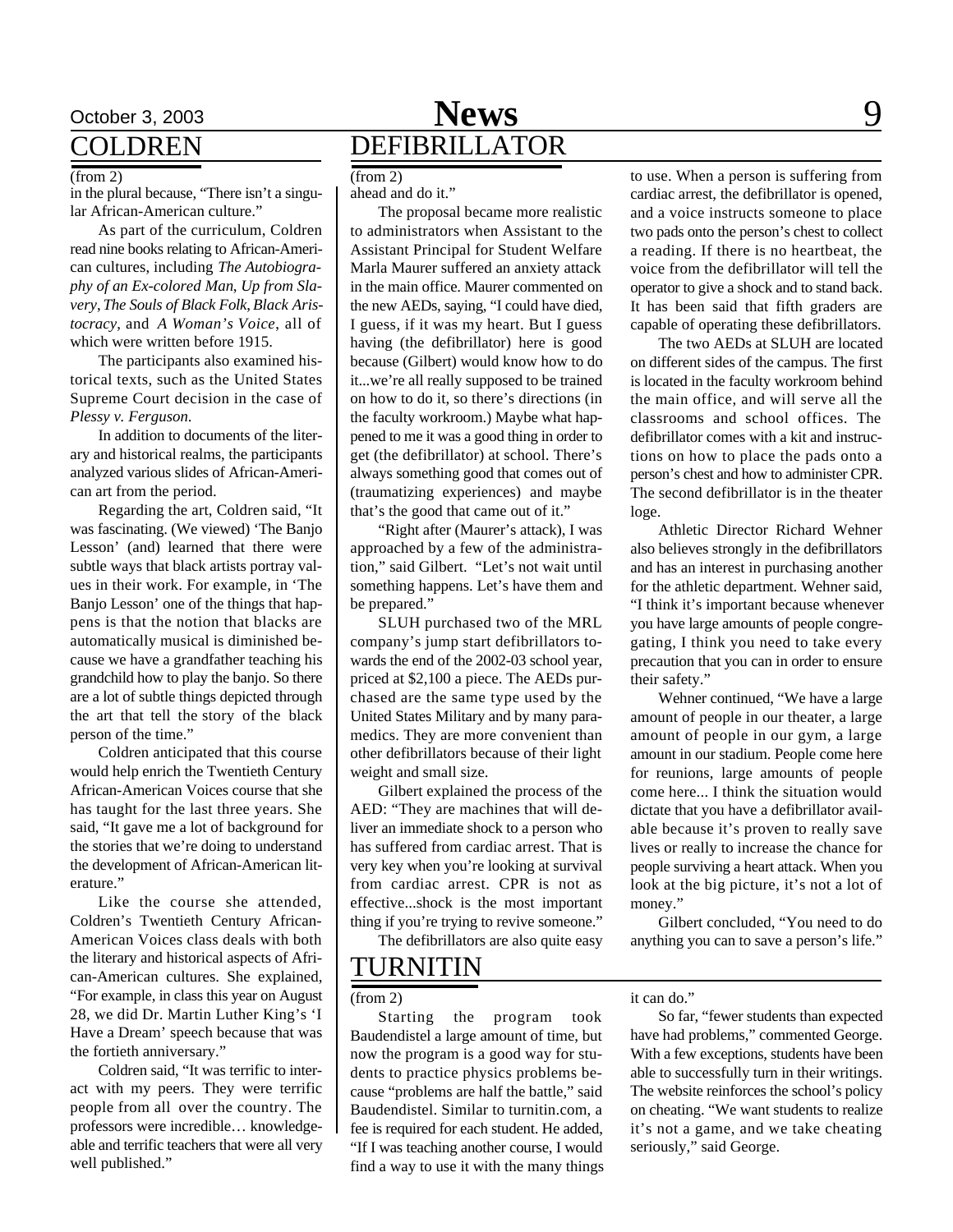## COLDREN

(from 2)

in the plural because, "There isn't a singular African-American culture."

As part of the curriculum, Coldren read nine books relating to African-American cultures, including *The Autobiography of an Ex-colored Man*, *Up from Slavery*, *The Souls of Black Folk*, *Black Aristocracy*, and *A Woman's Voice*, all of which were written before 1915.

The participants also examined historical texts, such as the United States Supreme Court decision in the case of *Plessy v. Ferguson*.

In addition to documents of the literary and historical realms, the participants analyzed various slides of African-American art from the period.

Regarding the art, Coldren said, "It was fascinating. (We viewed) 'The Banjo Lesson' (and) learned that there were subtle ways that black artists portray values in their work. For example, in 'The Banjo Lesson' one of the things that happens is that the notion that blacks are automatically musical is diminished because we have a grandfather teaching his grandchild how to play the banjo. So there are a lot of subtle things depicted through the art that tell the story of the black person of the time."

Coldren anticipated that this course would help enrich the Twentieth Century African-American Voices course that she has taught for the last three years. She said, "It gave me a lot of background for the stories that we're doing to understand the development of African-American literature."

Like the course she attended, Coldren's Twentieth Century African-American Voices class deals with both the literary and historical aspects of African-American cultures. She explained, "For example, in class this year on August 28, we did Dr. Martin Luther King's 'I Have a Dream' speech because that was the fortieth anniversary."

Coldren said, "It was terrific to interact with my peers. They were terrific people from all over the country. The professors were incredible… knowledgeable and terrific teachers that were all very well published."

## DEFIBRILLATOR

(from 2)

ahead and do it."

The proposal became more realistic to administrators when Assistant to the Assistant Principal for Student Welfare Marla Maurer suffered an anxiety attack in the main office. Maurer commented on the new AEDs, saying, "I could have died, I guess, if it was my heart. But I guess having (the defibrillator) here is good because (Gilbert) would know how to do it...we're all really supposed to be trained on how to do it, so there's directions (in the faculty workroom.) Maybe what happened to me it was a good thing in order to get (the defibrillator) at school. There's always something good that comes out of (traumatizing experiences) and maybe that's the good that came out of it."

"Right after (Maurer's attack), I was approached by a few of the administration," said Gilbert. "Let's not wait until something happens. Let's have them and be prepared."

SLUH purchased two of the MRL company's jump start defibrillators towards the end of the 2002-03 school year, priced at $2,100 a piece. The AEDs purchased are the same type used by the United States Military and by many paramedics. They are more convenient than other defibrillators because of their light weight and small size.

Gilbert explained the process of the AED: "They are machines that will deliver an immediate shock to a person who has suffered from cardiac arrest. That is very key when you're looking at survival from cardiac arrest. CPR is not as effective...shock is the most important thing if you're trying to revive someone."

The defibrillators are also quite easy to use. When a person is suffering from cardiac arrest, the defibrillator is opened, and a voice instructs someone to place two pads onto the person's chest to collect a reading. If there is no heartbeat, the voice from the defibrillator will tell the operator to give a shock and to stand back. It has been said that fifth graders are capable of operating these defibrillators.

The two AEDs at SLUH are located on different sides of the campus. The first is located in the faculty workroom behind the main office, and will serve all the classrooms and school offices. The defibrillator comes with a kit and instructions on how to place the pads onto a person's chest and how to administer CPR. The second defibrillator is in the theater loge.

Athletic Director Richard Wehner also believes strongly in the defibrillators and has an interest in purchasing another for the athletic department. Wehner said, "I think it's important because whenever you have large amounts of people congregating, I think you need to take every precaution that you can in order to ensure their safety."

Wehner continued, "We have a large amount of people in our theater, a large amount of people in our gym, a large amount in our stadium. People come here for reunions, large amounts of people come here... I think the situation would dictate that you have a defibrillator available because it's proven to really save lives or really to increase the chance for people surviving a heart attack. When you look at the big picture, it's not a lot of money."

Gilbert concluded, "You need to do anything you can to save a person's life."

## TURNITIN

(from 2)

Starting the program took Baudendistel a large amount of time, but now the program is a good way for students to practice physics problems because "problems are half the battle," said Baudendistel. Similar to turnitin.com, a fee is required for each student. He added, "If I was teaching another course, I would find a way to use it with the many things it can do."

So far, "fewer students than expected have had problems," commented George. With a few exceptions, students have been able to successfully turn in their writings. The website reinforces the school's policy on cheating. "We want students to realize it's not a game, and we take cheating seriously," said George.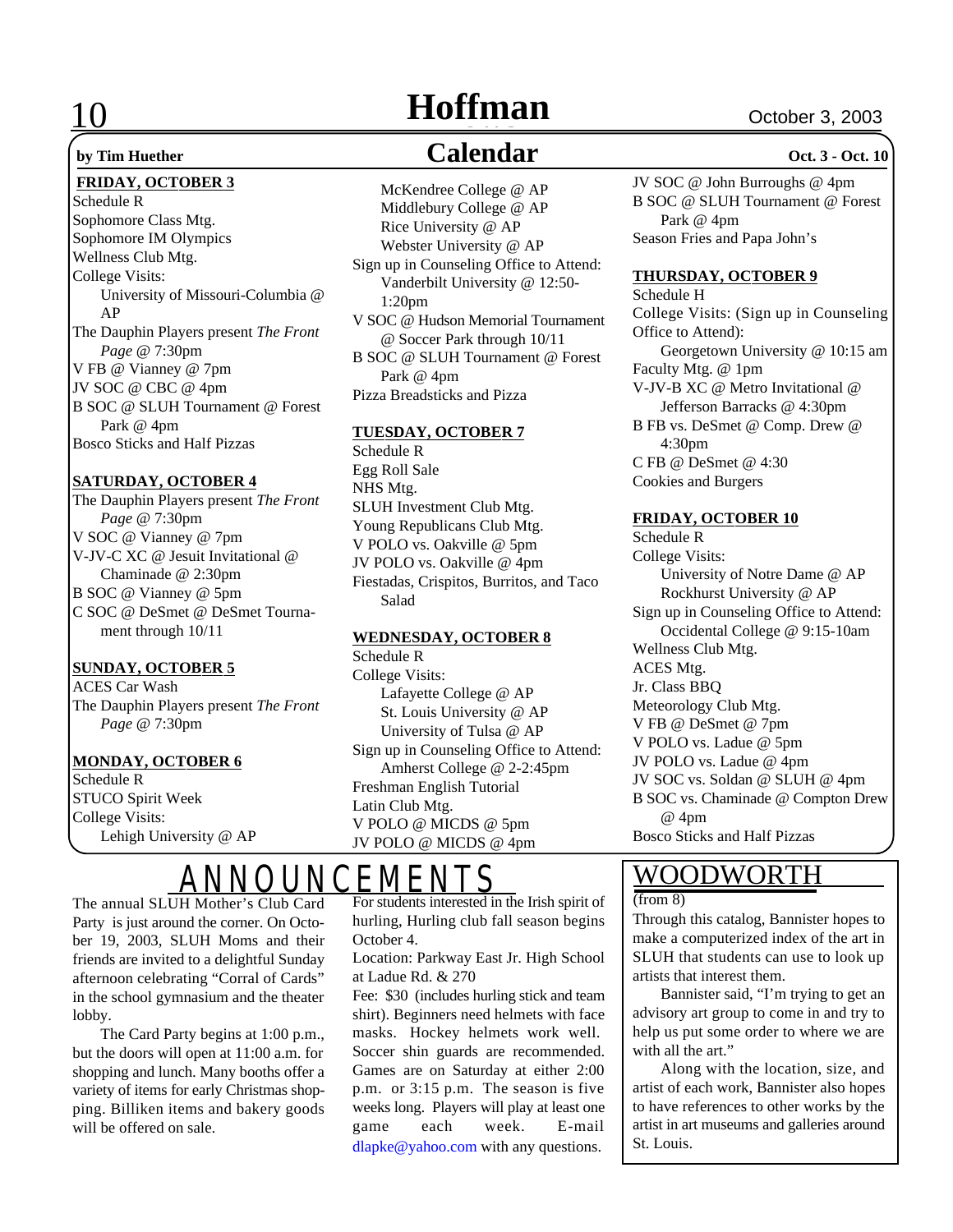# Hoffman Calendar

**by Tim Huether** — **Oct. 3 - Oct. 10**

**FRIDAY, OCTOBER 3**

Schedule R
Sophomore Class Mtg.
Sophomore IM Olympics
Wellness Club Mtg.
College Visits:
University of Missouri-Columbia @ AP
The Dauphin Players present *The Front Page* @ 7:30pm
V FB @ Vianney @ 7pm
JV SOC @ CBC @ 4pm
B SOC @ SLUH Tournament @ Forest Park @ 4pm
Bosco Sticks and Half Pizzas

**SATURDAY, OCTOBER 4**

The Dauphin Players present *The Front Page* @ 7:30pm
V SOC @ Vianney @ 7pm
V-JV-C XC @ Jesuit Invitational @ Chaminade @ 2:30pm
B SOC @ Vianney @ 5pm
C SOC @ DeSmet @ DeSmet Tournament through 10/11

**SUNDAY, OCTOBER 5**

ACES Car Wash
The Dauphin Players present *The Front Page* @ 7:30pm

**MONDAY, OCTOBER 6**

Schedule R
STUCO Spirit Week
College Visits:
Lehigh University @ AP
McKendree College @ AP
Middlebury College @ AP
Rice University @ AP
Webster University @ AP
Sign up in Counseling Office to Attend:
Vanderbilt University @ 12:50-1:20pm
V SOC @ Hudson Memorial Tournament @ Soccer Park through 10/11
B SOC @ SLUH Tournament @ Forest Park @ 4pm
Pizza Breadsticks and Pizza

**TUESDAY, OCTOBER 7**

Schedule R
Egg Roll Sale
NHS Mtg.
SLUH Investment Club Mtg.
Young Republicans Club Mtg.
V POLO vs. Oakville @ 5pm
JV POLO vs. Oakville @ 4pm
Fiestadas, Crispitos, Burritos, and Taco Salad

**WEDNESDAY, OCTOBER 8**

Schedule R
College Visits:
Lafayette College @ AP
St. Louis University @ AP
University of Tulsa @ AP
Sign up in Counseling Office to Attend:
Amherst College @ 2-2:45pm
Freshman English Tutorial
Latin Club Mtg.
V POLO @ MICDS @ 5pm
JV POLO @ MICDS @ 4pm
JV SOC @ John Burroughs @ 4pm
B SOC @ SLUH Tournament @ Forest Park @ 4pm
Season Fries and Papa John's

**THURSDAY, OCTOBER 9**

Schedule H
College Visits: (Sign up in Counseling Office to Attend):
Georgetown University @ 10:15 am
Faculty Mtg. @ 1pm
V-JV-B XC @ Metro Invitational @ Jefferson Barracks @ 4:30pm
B FB vs. DeSmet @ Comp. Drew @ 4:30pm
C FB @ DeSmet @ 4:30
Cookies and Burgers

**FRIDAY, OCTOBER 10**

Schedule R
College Visits:
University of Notre Dame @ AP
Rockhurst University @ AP
Sign up in Counseling Office to Attend:
Occidental College @ 9:15-10am
Wellness Club Mtg.
ACES Mtg.
Jr. Class BBQ
Meteorology Club Mtg.
V FB @ DeSmet @ 7pm
V POLO vs. Ladue @ 5pm
JV POLO vs. Ladue @ 4pm
JV SOC vs. Soldan @ SLUH @ 4pm
B SOC vs. Chaminade @ Compton Drew @ 4pm
Bosco Sticks and Half Pizzas

# ANNOUNCEMENTS

The annual SLUH Mother's Club Card Party is just around the corner. On October 19, 2003, SLUH Moms and their friends are invited to a delightful Sunday afternoon celebrating "Corral of Cards" in the school gymnasium and the theater lobby.

The Card Party begins at 1:00 p.m., but the doors will open at 11:00 a.m. for shopping and lunch. Many booths offer a variety of items for early Christmas shopping. Billiken items and bakery goods will be offered on sale.

For students interested in the Irish spirit of hurling, Hurling club fall season begins October 4.
Location: Parkway East Jr. High School at Ladue Rd. & 270
Fee: $30 (includes hurling stick and team shirt). Beginners need helmets with face masks. Hockey helmets work well. Soccer shin guards are recommended. Games are on Saturday at either 2:00 p.m. or 3:15 p.m. The season is five weeks long. Players will play at least one game each week. E-mail dlapke@yahoo.com with any questions.

# WOODWORTH

(from 8)

Through this catalog, Bannister hopes to make a computerized index of the art in SLUH that students can use to look up artists that interest them.

Bannister said, "I'm trying to get an advisory art group to come in and try to help us put some order to where we are with all the art."

Along with the location, size, and artist of each work, Bannister also hopes to have references to other works by the artist in art museums and galleries around St. Louis.